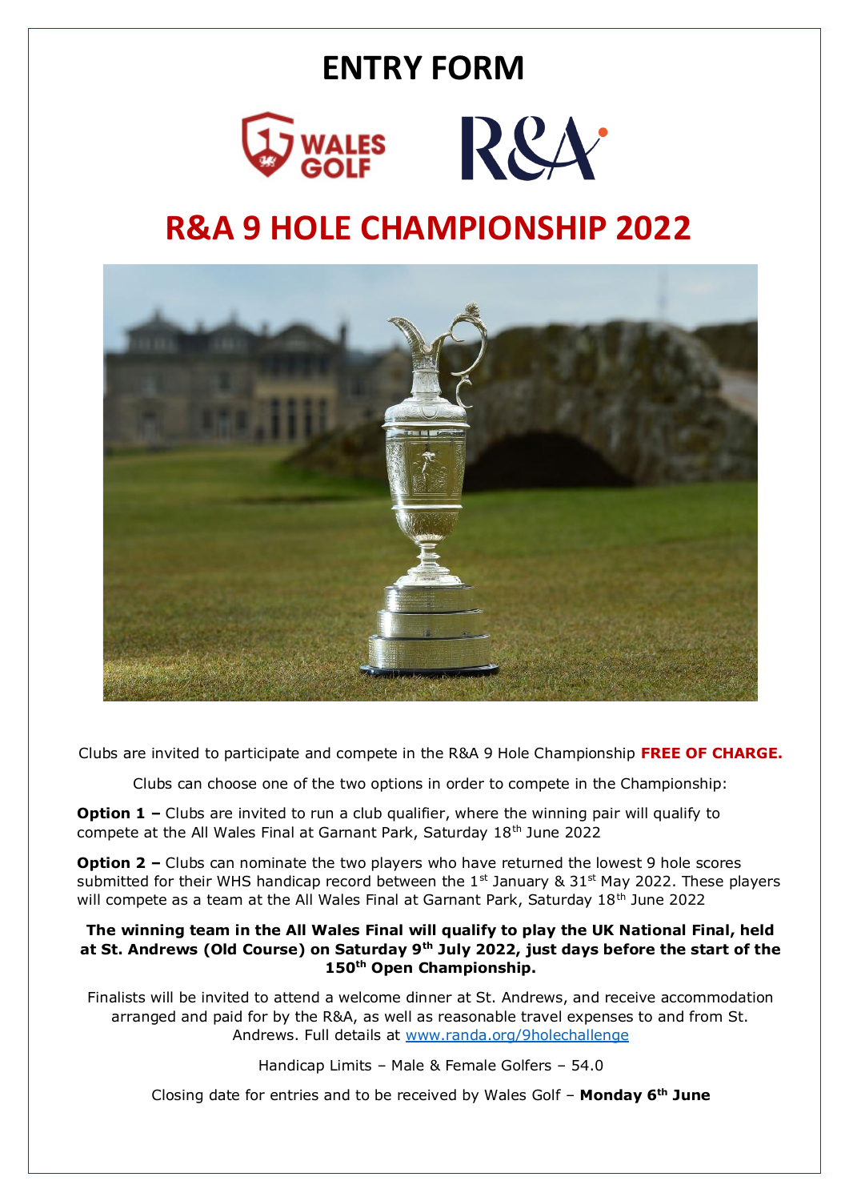# ENTRY FORM

## R&A 9 HOLE CHAMPIONSHIP 2022

Clubs are invited to participate and compete in the R&A 9 Hole Championship **FREE OF CHARGE.**

Clubs can choose one of the two options in order to compete in the Championship:

**Option 1 –** Clubs are invited to run a club qualifier, where the winning pair will qualify to compete at the All Wales Final at Garnant Park, Saturday 18th June 2022

**Option 2 –** Clubs can nominate the two players who have returned the lowest 9 hole scores submitted for their WHS handicap record between the 1st January & 31st May 2022. These players will compete as a team at the All Wales Final at Garnant Park, Saturday 18th June 2022

**The winning team in the All Wales Final will qualify to play the UK National Final, held at St. Andrews (Old Course) on Saturday 9th July 2022, just days before the start of the 150th Open Championship.**

Finalists will be invited to attend a welcome dinner at St. Andrews, and receive accommodation arranged and paid for by the R&A, as well as reasonable travel expenses to and from St. Andrews. Full details at www.randa.org/9holechallenge

Handicap Limits – Male & Female Golfers – 54.0

Closing date for entries and to be received by Wales Golf – **Monday 6th June**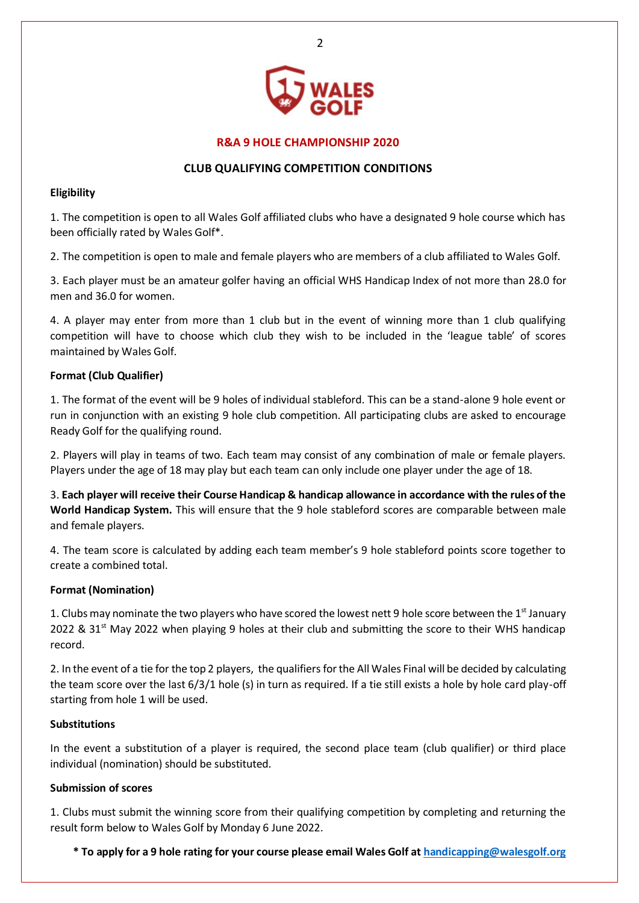# R&A 9 HOLE CHAMPIONSHIP 2020

## CLUB QUALIFYING COMPETITION CONDITIONS

**Eligibility**

1. The competition is open to all Wales Golf affiliated clubs who have a designated 9 hole course which has been officially rated by Wales Golf*.

2. The competition is open to male and female players who are members of a club affiliated to Wales Golf.

3. Each player must be an amateur golfer having an official WHS Handicap Index of not more than 28.0 for men and 36.0 for women.

4. A player may enter from more than 1 club but in the event of winning more than 1 club qualifying competition will have to choose which club they wish to be included in the 'league table' of scores maintained by Wales Golf.

**Format (Club Qualifier)**

1. The format of the event will be 9 holes of individual stableford. This can be a stand-alone 9 hole event or run in conjunction with an existing 9 hole club competition. All participating clubs are asked to encourage Ready Golf for the qualifying round.

2. Players will play in teams of two. Each team may consist of any combination of male or female players. Players under the age of 18 may play but each team can only include one player under the age of 18.

3. **Each player will receive their Course Handicap & handicap allowance in accordance with the rules of the World Handicap System.** This will ensure that the 9 hole stableford scores are comparable between male and female players.

4. The team score is calculated by adding each team member's 9 hole stableford points score together to create a combined total.

**Format (Nomination)**

1. Clubs may nominate the two players who have scored the lowest nett 9 hole score between the 1st January 2022 & 31st May 2022 when playing 9 holes at their club and submitting the score to their WHS handicap record.

2. In the event of a tie for the top 2 players, the qualifiers for the All Wales Final will be decided by calculating the team score over the last 6/3/1 hole (s) in turn as required. If a tie still exists a hole by hole card play-off starting from hole 1 will be used.

**Substitutions**

In the event a substitution of a player is required, the second place team (club qualifier) or third place individual (nomination) should be substituted.

**Submission of scores**

1. Clubs must submit the winning score from their qualifying competition by completing and returning the result form below to Wales Golf by Monday 6 June 2022.

**\* To apply for a 9 hole rating for your course please email Wales Golf at handicapping@walesgolf.org**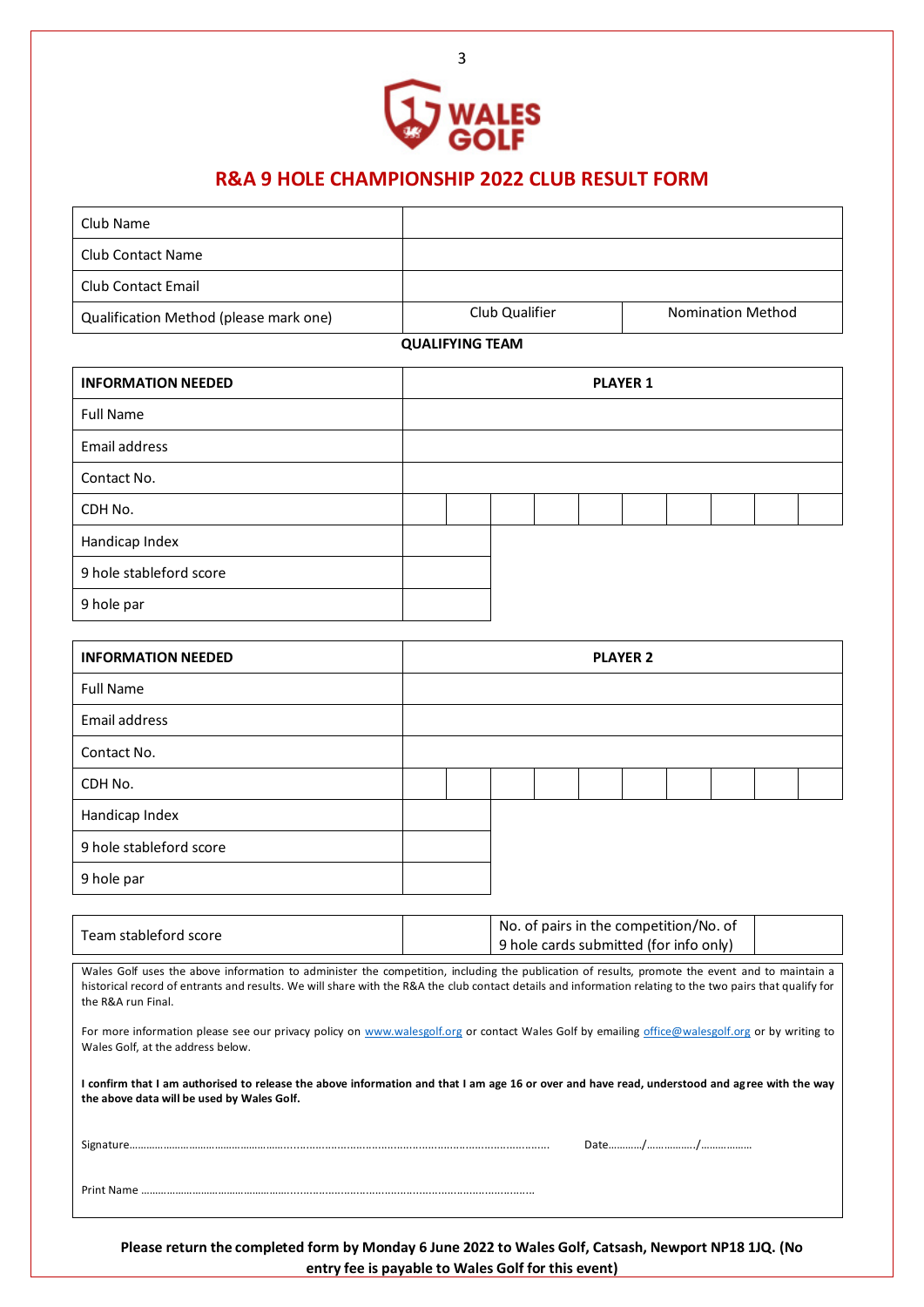WALES GOLF

# R&A 9 HOLE CHAMPIONSHIP 2022 CLUB RESULT FORM

| | | |
|---|---|---|
| Club Name | | |
| Club Contact Name | | |
| Club Contact Email | | |
| Qualification Method (please mark one) | Club Qualifier | Nomination Method |

**QUALIFYING TEAM**

| **INFORMATION NEEDED** | **PLAYER 1** | | | | | | | | | |
|---|---|---|---|---|---|---|---|---|---|---|
| Full Name | | | | | | | | | | |
| Email address | | | | | | | | | | |
| Contact No. | | | | | | | | | | |
| CDH No. | | | | | | | | | | |
| Handicap Index | | | | | | | | | | |
| 9 hole stableford score | | | | | | | | | | |
| 9 hole par | | | | | | | | | | |

| **INFORMATION NEEDED** | **PLAYER 2** | | | | | | | | | |
|---|---|---|---|---|---|---|---|---|---|---|
| Full Name | | | | | | | | | | |
| Email address | | | | | | | | | | |
| Contact No. | | | | | | | | | | |
| CDH No. | | | | | | | | | | |
| Handicap Index | | | | | | | | | | |
| 9 hole stableford score | | | | | | | | | | |
| 9 hole par | | | | | | | | | | |

| | | | |
|---|---|---|---|
| Team stableford score | | No. of pairs in the competition/No. of 9 hole cards submitted (for info only) | |

Wales Golf uses the above information to administer the competition, including the publication of results, promote the event and to maintain a historical record of entrants and results. We will share with the R&A the club contact details and information relating to the two pairs that qualify for the R&A run Final.

For more information please see our privacy policy on www.walesgolf.org or contact Wales Golf by emailing office@walesgolf.org or by writing to Wales Golf, at the address below.

**I confirm that I am authorised to release the above information and that I am age 16 or over and have read, understood and agree with the way the above data will be used by Wales Golf.**

Signature…………………………………………………………………………………………………………………… Date…………/……………../………………

Print Name ……………………………………………………………………………………………………………

**Please return the completed form by Monday 6 June 2022 to Wales Golf, Catsash, Newport NP18 1JQ. (No entry fee is payable to Wales Golf for this event)**